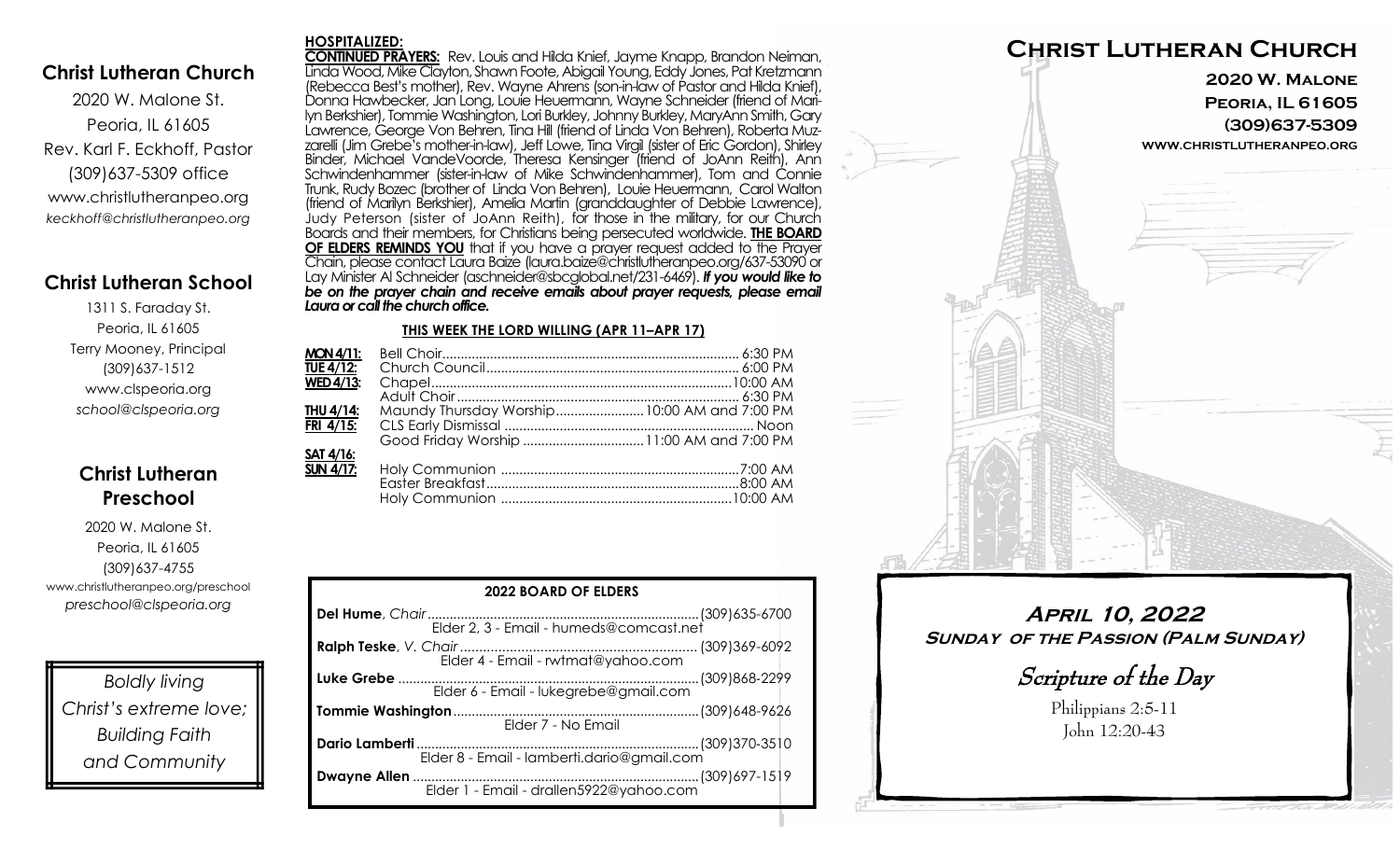## Christ Lutheran Church

2020 W. Malone St.
Peoria, IL 61605
Rev. Karl F. Eckhoff, Pastor
(309)637-5309 office
www.christlutheranpeo.org
*keckhoff@christlutheranpeo.org*

## Christ Lutheran School

1311 S. Faraday St.
Peoria, IL 61605
Terry Mooney, Principal
(309)637-1512
www.clspeoria.org
*school@clspeoria.org*

## Christ Lutheran Preschool

2020 W. Malone St.
Peoria, IL 61605
(309)637-4755
www.christlutheranpeo.org/preschool
*preschool@clspeoria.org*

*Boldly living Christ's extreme love; Building Faith and Community*

**HOSPITALIZED:**

**CONTINUED PRAYERS:** Rev. Louis and Hilda Knief, Jayme Knapp, Brandon Neiman, Linda Wood, Mike Clayton, Shawn Foote, Abigail Young, Eddy Jones, Pat Kretzmann (Rebecca Best's mother), Rev. Wayne Ahrens (son-in-law of Pastor and Hilda Knief), Donna Hawbecker, Jan Long, Louie Heuermann, Wayne Schneider (friend of Marilyn Berkshier), Tommie Washington, Lori Burkley, Johnny Burkley, MaryAnn Smith, Gary Lawrence, George Von Behren, Tina Hill (friend of Linda Von Behren), Roberta Muzzarelli (Jim Grebe's mother-in-law), Jeff Lowe, Tina Virgil (sister of Eric Gordon), Shirley Binder, Michael VandeVoorde, Theresa Kensinger (friend of JoAnn Reith), Ann Schwindenhammer (sister-in-law of Mike Schwindenhammer), Tom and Connie Trunk, Rudy Bozec (brother of Linda Von Behren), Louie Heuermann, Carol Walton (friend of Marilyn Berkshier), Amelia Martin (granddaughter of Debbie Lawrence), Judy Peterson (sister of JoAnn Reith), for those in the military, for our Church Boards and their members, for Christians being persecuted worldwide. **THE BOARD OF ELDERS REMINDS YOU** that if you have a prayer request added to the Prayer Chain, please contact Laura Baize (laura.baize@christlutheranpeo.org/637-53090 or Lay Minister Al Schneider (aschneider@sbcglobal.net/231-6469). ***If you would like to be on the prayer chain and receive emails about prayer requests, please email Laura or call the church office.***

**THIS WEEK THE LORD WILLING (APR 11–APR 17)**

| | | |
|---|---|---|
| **MON 4/11:** | Bell Choir | 6:30 PM |
| **TUE 4/12:** | Church Council | 6:00 PM |
| **WED 4/13:** | Chapel | 10:00 AM |
| | Adult Choir | 6:30 PM |
| **THU 4/14:** | Maundy Thursday Worship | 10:00 AM and 7:00 PM |
| **FRI 4/15:** | CLS Early Dismissal | Noon |
| | Good Friday Worship | 11:00 AM and 7:00 PM |
| **SAT 4/16:** | | |
| **SUN 4/17:** | Holy Communion | 7:00 AM |
| | Easter Breakfast | 8:00 AM |
| | Holy Communion | 10:00 AM |

**2022 BOARD OF ELDERS**

| Name | Phone |
|---|---|
| **Del Hume**, *Chair* — Elder 2, 3 - Email - humeds@comcast.net | (309)635-6700 |
| **Ralph Teske**, *V. Chair* — Elder 4 - Email - rwtmat@yahoo.com | (309)369-6092 |
| **Luke Grebe** — Elder 6 - Email - lukegrebe@gmail.com | (309)868-2299 |
| **Tommie Washington** — Elder 7 - No Email | (309)648-9626 |
| **Dario Lamberti** — Elder 8 - Email - lamberti.dario@gmail.com | (309)370-3510 |
| **Dwayne Allen** — Elder 1 - Email - drallen5922@yahoo.com | (309)697-1519 |

# Christ Lutheran Church

**2020 W. Malone**
**Peoria, IL 61605**
**(309)637-5309**
**www.christlutheranpeo.org**

## April 10, 2022
### Sunday of the Passion (Palm Sunday)

*Scripture of the Day*

Philippians 2:5-11
John 12:20-43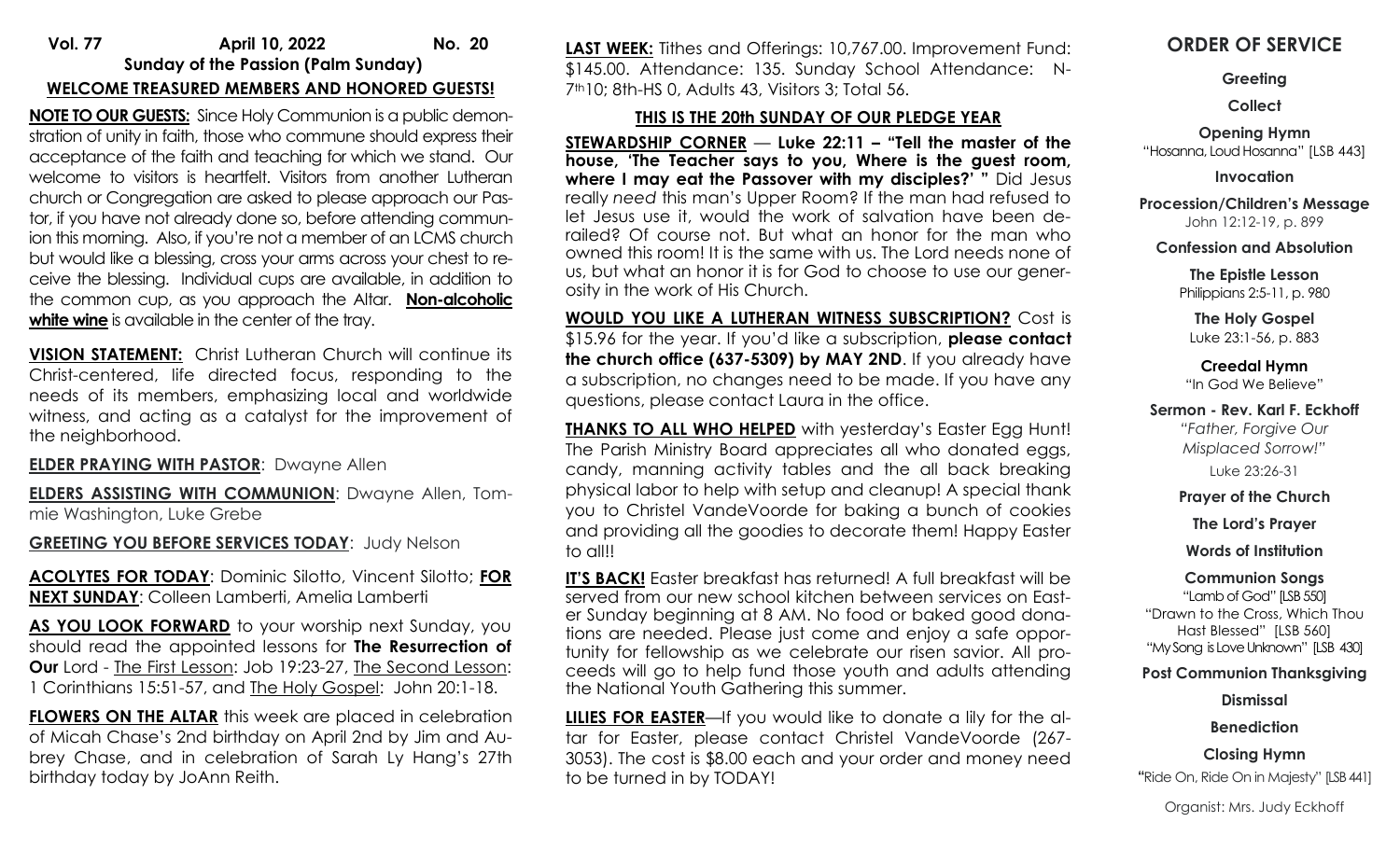**Vol. 77 April 10, 2022 No. 20**

**Sunday of the Passion (Palm Sunday)**

**WELCOME TREASURED MEMBERS AND HONORED GUESTS!**

**NOTE TO OUR GUESTS:** Since Holy Communion is a public demonstration of unity in faith, those who commune should express their acceptance of the faith and teaching for which we stand. Our welcome to visitors is heartfelt. Visitors from another Lutheran church or Congregation are asked to please approach our Pastor, if you have not already done so, before attending communion this morning. Also, if you're not a member of an LCMS church but would like a blessing, cross your arms across your chest to receive the blessing. Individual cups are available, in addition to the common cup, as you approach the Altar. **Non-alcoholic white wine** is available in the center of the tray.

**VISION STATEMENT:** Christ Lutheran Church will continue its Christ-centered, life directed focus, responding to the needs of its members, emphasizing local and worldwide witness, and acting as a catalyst for the improvement of the neighborhood.

**ELDER PRAYING WITH PASTOR**: Dwayne Allen

**ELDERS ASSISTING WITH COMMUNION**: Dwayne Allen, Tommie Washington, Luke Grebe

**GREETING YOU BEFORE SERVICES TODAY**: Judy Nelson

**ACOLYTES FOR TODAY**: Dominic Silotto, Vincent Silotto; **FOR NEXT SUNDAY**: Colleen Lamberti, Amelia Lamberti

**AS YOU LOOK FORWARD** to your worship next Sunday, you should read the appointed lessons for **The Resurrection of Our** Lord - The First Lesson: Job 19:23-27, The Second Lesson: 1 Corinthians 15:51-57, and The Holy Gospel: John 20:1-18.

**FLOWERS ON THE ALTAR** this week are placed in celebration of Micah Chase's 2nd birthday on April 2nd by Jim and Aubrey Chase, and in celebration of Sarah Ly Hang's 27th birthday today by JoAnn Reith.

**LAST WEEK:** Tithes and Offerings: 10,767.00. Improvement Fund: \$145.00. Attendance: 135. Sunday School Attendance: N-7th10; 8th-HS 0, Adults 43, Visitors 3; Total 56.

**THIS IS THE 20th SUNDAY OF OUR PLEDGE YEAR**

**STEWARDSHIP CORNER** — **Luke 22:11 – "Tell the master of the house, 'The Teacher says to you, Where is the guest room, where I may eat the Passover with my disciples?' "** Did Jesus really *need* this man's Upper Room? If the man had refused to let Jesus use it, would the work of salvation have been derailed? Of course not. But what an honor for the man who owned this room! It is the same with us. The Lord needs none of us, but what an honor it is for God to choose to use our generosity in the work of His Church.

**WOULD YOU LIKE A LUTHERAN WITNESS SUBSCRIPTION?** Cost is \$15.96 for the year. If you'd like a subscription, **please contact the church office (637-5309) by MAY 2ND**. If you already have a subscription, no changes need to be made. If you have any questions, please contact Laura in the office.

**THANKS TO ALL WHO HELPED** with yesterday's Easter Egg Hunt! The Parish Ministry Board appreciates all who donated eggs, candy, manning activity tables and the all back breaking physical labor to help with setup and cleanup! A special thank you to Christel VandeVoorde for baking a bunch of cookies and providing all the goodies to decorate them! Happy Easter to all!!

**IT'S BACK!** Easter breakfast has returned! A full breakfast will be served from our new school kitchen between services on Easter Sunday beginning at 8 AM. No food or baked good donations are needed. Please just come and enjoy a safe opportunity for fellowship as we celebrate our risen savior. All proceeds will go to help fund those youth and adults attending the National Youth Gathering this summer.

**LILIES FOR EASTER**—If you would like to donate a lily for the altar for Easter, please contact Christel VandeVoorde (267-3053). The cost is \$8.00 each and your order and money need to be turned in by TODAY!

## ORDER OF SERVICE

**Greeting**

**Collect**

**Opening Hymn**
"Hosanna, Loud Hosanna" [LSB 443]

**Invocation**

**Procession/Children's Message**
John 12:12-19, p. 899

**Confession and Absolution**

**The Epistle Lesson**
Philippians 2:5-11, p. 980

**The Holy Gospel**
Luke 23:1-56, p. 883

**Creedal Hymn**
"In God We Believe"

**Sermon - Rev. Karl F. Eckhoff**
*"Father, Forgive Our Misplaced Sorrow!"*
Luke 23:26-31

**Prayer of the Church**

**The Lord's Prayer**

**Words of Institution**

**Communion Songs**
"Lamb of God" [LSB 550]
"Drawn to the Cross, Which Thou Hast Blessed" [LSB 560]
"My Song is Love Unknown" [LSB 430]

**Post Communion Thanksgiving**

**Dismissal**

**Benediction**

**Closing Hymn**
"Ride On, Ride On in Majesty" [LSB 441]

Organist: Mrs. Judy Eckhoff